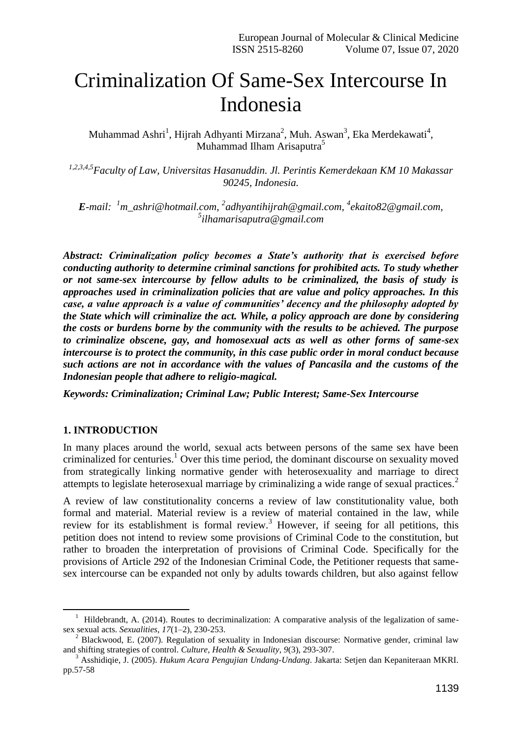# Criminalization Of Same-Sex Intercourse In Indonesia

Muhammad Ashri[1], Hijrah Adhyanti Mirzana[2], Muh. Aswan[3], Eka Merdekawati[4], Muhammad Ilham Arisaputra[5]

[1,2,3,4,5]*Faculty of Law, Universitas Hasanuddin. Jl. Perintis Kemerdekaan KM 10 Makassar 90245, Indonesia.*

***E****-mail:* [1]*m_ashri@hotmail.com,* [2]*adhyantihijrah@gmail.com,* [4]*ekaito82@gmail.com,* [5]*ilhamarisaputra@gmail.com*

***Abstract: Criminalization policy becomes a State's authority that is exercised before conducting authority to determine criminal sanctions for prohibited acts. To study whether or not same-sex intercourse by fellow adults to be criminalized, the basis of study is approaches used in criminalization policies that are value and policy approaches. In this case, a value approach is a value of communities' decency and the philosophy adopted by the State which will criminalize the act. While, a policy approach are done by considering the costs or burdens borne by the community with the results to be achieved. The purpose to criminalize obscene, gay, and homosexual acts as well as other forms of same-sex intercourse is to protect the community, in this case public order in moral conduct because such actions are not in accordance with the values of Pancasila and the customs of the Indonesian people that adhere to religio-magical.***

***Keywords: Criminalization; Criminal Law; Public Interest; Same-Sex Intercourse***

## 1. INTRODUCTION

In many places around the world, sexual acts between persons of the same sex have been criminalized for centuries.[1] Over this time period, the dominant discourse on sexuality moved from strategically linking normative gender with heterosexuality and marriage to direct attempts to legislate heterosexual marriage by criminalizing a wide range of sexual practices.[2]

A review of law constitutionality concerns a review of law constitutionality value, both formal and material. Material review is a review of material contained in the law, while review for its establishment is formal review.[3] However, if seeing for all petitions, this petition does not intend to review some provisions of Criminal Code to the constitution, but rather to broaden the interpretation of provisions of Criminal Code. Specifically for the provisions of Article 292 of the Indonesian Criminal Code, the Petitioner requests that same-sex intercourse can be expanded not only by adults towards children, but also against fellow

---

[1] Hildebrandt, A. (2014). Routes to decriminalization: A comparative analysis of the legalization of same-sex sexual acts. *Sexualities*, *17*(1–2), 230-253.

[2] Blackwood, E. (2007). Regulation of sexuality in Indonesian discourse: Normative gender, criminal law and shifting strategies of control. *Culture, Health & Sexuality*, *9*(3), 293-307.

[3] Asshidiqie, J. (2005). *Hukum Acara Pengujian Undang-Undang*. Jakarta: Setjen dan Kepaniteraan MKRI. pp.57-58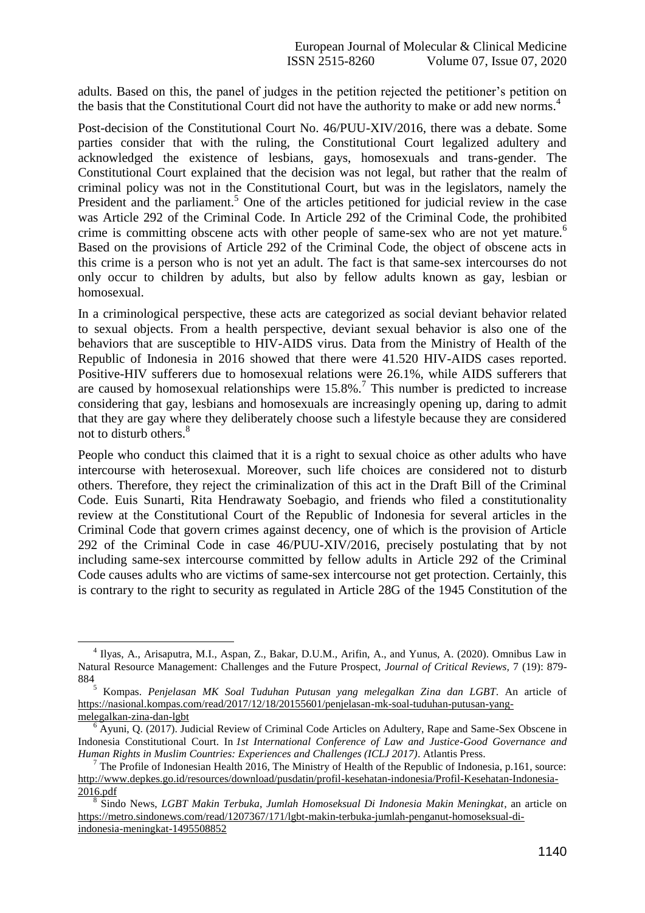adults. Based on this, the panel of judges in the petition rejected the petitioner's petition on the basis that the Constitutional Court did not have the authority to make or add new norms.[4]

Post-decision of the Constitutional Court No. 46/PUU-XIV/2016, there was a debate. Some parties consider that with the ruling, the Constitutional Court legalized adultery and acknowledged the existence of lesbians, gays, homosexuals and trans-gender. The Constitutional Court explained that the decision was not legal, but rather that the realm of criminal policy was not in the Constitutional Court, but was in the legislators, namely the President and the parliament.[5] One of the articles petitioned for judicial review in the case was Article 292 of the Criminal Code. In Article 292 of the Criminal Code, the prohibited crime is committing obscene acts with other people of same-sex who are not yet mature.[6] Based on the provisions of Article 292 of the Criminal Code, the object of obscene acts in this crime is a person who is not yet an adult. The fact is that same-sex intercourses do not only occur to children by adults, but also by fellow adults known as gay, lesbian or homosexual.

In a criminological perspective, these acts are categorized as social deviant behavior related to sexual objects. From a health perspective, deviant sexual behavior is also one of the behaviors that are susceptible to HIV-AIDS virus. Data from the Ministry of Health of the Republic of Indonesia in 2016 showed that there were 41.520 HIV-AIDS cases reported. Positive-HIV sufferers due to homosexual relations were 26.1%, while AIDS sufferers that are caused by homosexual relationships were 15.8%.[7] This number is predicted to increase considering that gay, lesbians and homosexuals are increasingly opening up, daring to admit that they are gay where they deliberately choose such a lifestyle because they are considered not to disturb others.[8]

People who conduct this claimed that it is a right to sexual choice as other adults who have intercourse with heterosexual. Moreover, such life choices are considered not to disturb others. Therefore, they reject the criminalization of this act in the Draft Bill of the Criminal Code. Euis Sunarti, Rita Hendrawaty Soebagio, and friends who filed a constitutionality review at the Constitutional Court of the Republic of Indonesia for several articles in the Criminal Code that govern crimes against decency, one of which is the provision of Article 292 of the Criminal Code in case 46/PUU-XIV/2016, precisely postulating that by not including same-sex intercourse committed by fellow adults in Article 292 of the Criminal Code causes adults who are victims of same-sex intercourse not get protection. Certainly, this is contrary to the right to security as regulated in Article 28G of the 1945 Constitution of the

---

[4] Ilyas, A., Arisaputra, M.I., Aspan, Z., Bakar, D.U.M., Arifin, A., and Yunus, A. (2020). Omnibus Law in Natural Resource Management: Challenges and the Future Prospect, *Journal of Critical Reviews*, 7 (19): 879-884

[5] Kompas. *Penjelasan MK Soal Tuduhan Putusan yang melegalkan Zina dan LGBT*. An article of https://nasional.kompas.com/read/2017/12/18/20155601/penjelasan-mk-soal-tuduhan-putusan-yang-melegalkan-zina-dan-lgbt

[6] Ayuni, Q. (2017). Judicial Review of Criminal Code Articles on Adultery, Rape and Same-Sex Obscene in Indonesia Constitutional Court. In *1st International Conference of Law and Justice-Good Governance and Human Rights in Muslim Countries: Experiences and Challenges (ICLJ 2017)*. Atlantis Press.

[7] The Profile of Indonesian Health 2016, The Ministry of Health of the Republic of Indonesia, p.161, source: http://www.depkes.go.id/resources/download/pusdatin/profil-kesehatan-indonesia/Profil-Kesehatan-Indonesia-2016.pdf

[8] Sindo News, *LGBT Makin Terbuka, Jumlah Homoseksual Di Indonesia Makin Meningkat*, an article on https://metro.sindonews.com/read/1207367/171/lgbt-makin-terbuka-jumlah-penganut-homoseksual-di-indonesia-meningkat-1495508852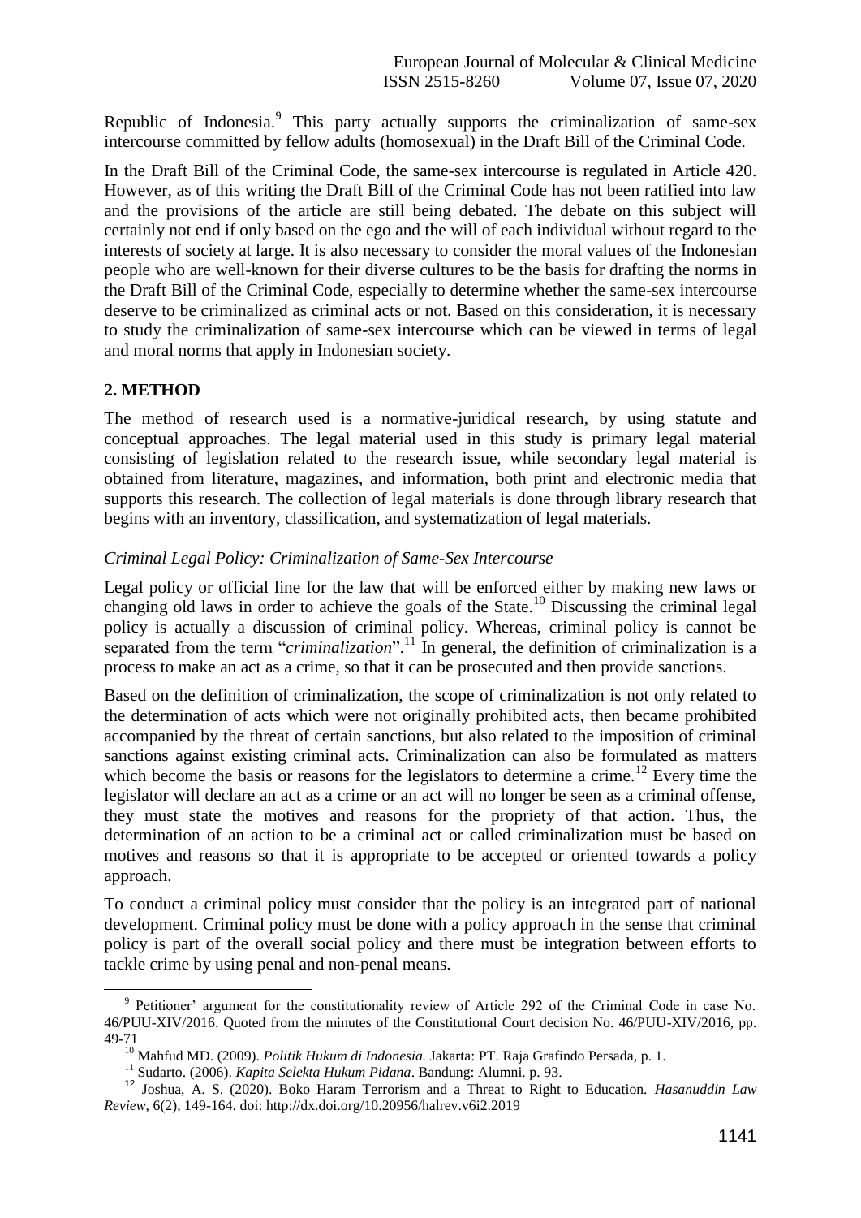Republic of Indonesia.[9] This party actually supports the criminalization of same-sex intercourse committed by fellow adults (homosexual) in the Draft Bill of the Criminal Code.

In the Draft Bill of the Criminal Code, the same-sex intercourse is regulated in Article 420. However, as of this writing the Draft Bill of the Criminal Code has not been ratified into law and the provisions of the article are still being debated. The debate on this subject will certainly not end if only based on the ego and the will of each individual without regard to the interests of society at large. It is also necessary to consider the moral values of the Indonesian people who are well-known for their diverse cultures to be the basis for drafting the norms in the Draft Bill of the Criminal Code, especially to determine whether the same-sex intercourse deserve to be criminalized as criminal acts or not. Based on this consideration, it is necessary to study the criminalization of same-sex intercourse which can be viewed in terms of legal and moral norms that apply in Indonesian society.

## 2. METHOD

The method of research used is a normative-juridical research, by using statute and conceptual approaches. The legal material used in this study is primary legal material consisting of legislation related to the research issue, while secondary legal material is obtained from literature, magazines, and information, both print and electronic media that supports this research. The collection of legal materials is done through library research that begins with an inventory, classification, and systematization of legal materials.

### *Criminal Legal Policy: Criminalization of Same-Sex Intercourse*

Legal policy or official line for the law that will be enforced either by making new laws or changing old laws in order to achieve the goals of the State.[10] Discussing the criminal legal policy is actually a discussion of criminal policy. Whereas, criminal policy is cannot be separated from the term "*criminalization*".[11] In general, the definition of criminalization is a process to make an act as a crime, so that it can be prosecuted and then provide sanctions.

Based on the definition of criminalization, the scope of criminalization is not only related to the determination of acts which were not originally prohibited acts, then became prohibited accompanied by the threat of certain sanctions, but also related to the imposition of criminal sanctions against existing criminal acts. Criminalization can also be formulated as matters which become the basis or reasons for the legislators to determine a crime.[12] Every time the legislator will declare an act as a crime or an act will no longer be seen as a criminal offense, they must state the motives and reasons for the propriety of that action. Thus, the determination of an action to be a criminal act or called criminalization must be based on motives and reasons so that it is appropriate to be accepted or oriented towards a policy approach.

To conduct a criminal policy must consider that the policy is an integrated part of national development. Criminal policy must be done with a policy approach in the sense that criminal policy is part of the overall social policy and there must be integration between efforts to tackle crime by using penal and non-penal means.

---

[9] Petitioner' argument for the constitutionality review of Article 292 of the Criminal Code in case No. 46/PUU-XIV/2016. Quoted from the minutes of the Constitutional Court decision No. 46/PUU-XIV/2016, pp. 49-71

[10] Mahfud MD. (2009). *Politik Hukum di Indonesia.* Jakarta: PT. Raja Grafindo Persada, p. 1.

[11] Sudarto. (2006). *Kapita Selekta Hukum Pidana*. Bandung: Alumni. p. 93.

[12] Joshua, A. S. (2020). Boko Haram Terrorism and a Threat to Right to Education. *Hasanuddin Law Review*, 6(2), 149-164. doi: http://dx.doi.org/10.20956/halrev.v6i2.2019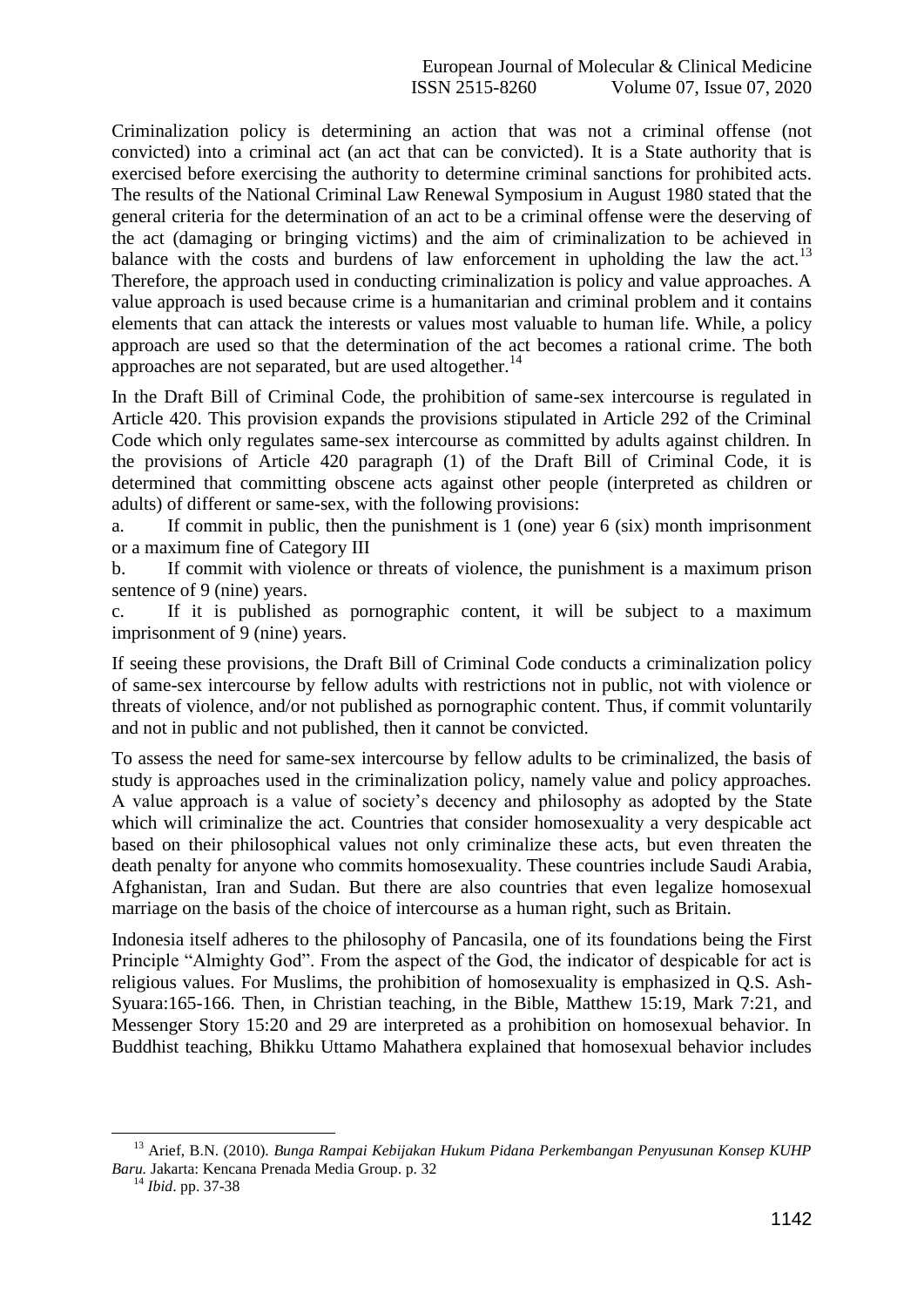Criminalization policy is determining an action that was not a criminal offense (not convicted) into a criminal act (an act that can be convicted). It is a State authority that is exercised before exercising the authority to determine criminal sanctions for prohibited acts. The results of the National Criminal Law Renewal Symposium in August 1980 stated that the general criteria for the determination of an act to be a criminal offense were the deserving of the act (damaging or bringing victims) and the aim of criminalization to be achieved in balance with the costs and burdens of law enforcement in upholding the law the act.[13] Therefore, the approach used in conducting criminalization is policy and value approaches. A value approach is used because crime is a humanitarian and criminal problem and it contains elements that can attack the interests or values most valuable to human life. While, a policy approach are used so that the determination of the act becomes a rational crime. The both approaches are not separated, but are used altogether.[14]

In the Draft Bill of Criminal Code, the prohibition of same-sex intercourse is regulated in Article 420. This provision expands the provisions stipulated in Article 292 of the Criminal Code which only regulates same-sex intercourse as committed by adults against children. In the provisions of Article 420 paragraph (1) of the Draft Bill of Criminal Code, it is determined that committing obscene acts against other people (interpreted as children or adults) of different or same-sex, with the following provisions:

a. If commit in public, then the punishment is 1 (one) year 6 (six) month imprisonment or a maximum fine of Category III

b. If commit with violence or threats of violence, the punishment is a maximum prison sentence of 9 (nine) years.

c. If it is published as pornographic content, it will be subject to a maximum imprisonment of 9 (nine) years.

If seeing these provisions, the Draft Bill of Criminal Code conducts a criminalization policy of same-sex intercourse by fellow adults with restrictions not in public, not with violence or threats of violence, and/or not published as pornographic content. Thus, if commit voluntarily and not in public and not published, then it cannot be convicted.

To assess the need for same-sex intercourse by fellow adults to be criminalized, the basis of study is approaches used in the criminalization policy, namely value and policy approaches. A value approach is a value of society's decency and philosophy as adopted by the State which will criminalize the act. Countries that consider homosexuality a very despicable act based on their philosophical values not only criminalize these acts, but even threaten the death penalty for anyone who commits homosexuality. These countries include Saudi Arabia, Afghanistan, Iran and Sudan. But there are also countries that even legalize homosexual marriage on the basis of the choice of intercourse as a human right, such as Britain.

Indonesia itself adheres to the philosophy of Pancasila, one of its foundations being the First Principle "Almighty God". From the aspect of the God, the indicator of despicable for act is religious values. For Muslims, the prohibition of homosexuality is emphasized in Q.S. Ash-Syuara:165-166. Then, in Christian teaching, in the Bible, Matthew 15:19, Mark 7:21, and Messenger Story 15:20 and 29 are interpreted as a prohibition on homosexual behavior. In Buddhist teaching, Bhikku Uttamo Mahathera explained that homosexual behavior includes

---

[13] Arief, B.N. (2010). *Bunga Rampai Kebijakan Hukum Pidana Perkembangan Penyusunan Konsep KUHP Baru.* Jakarta: Kencana Prenada Media Group. p. 32

[14] *Ibid*. pp. 37-38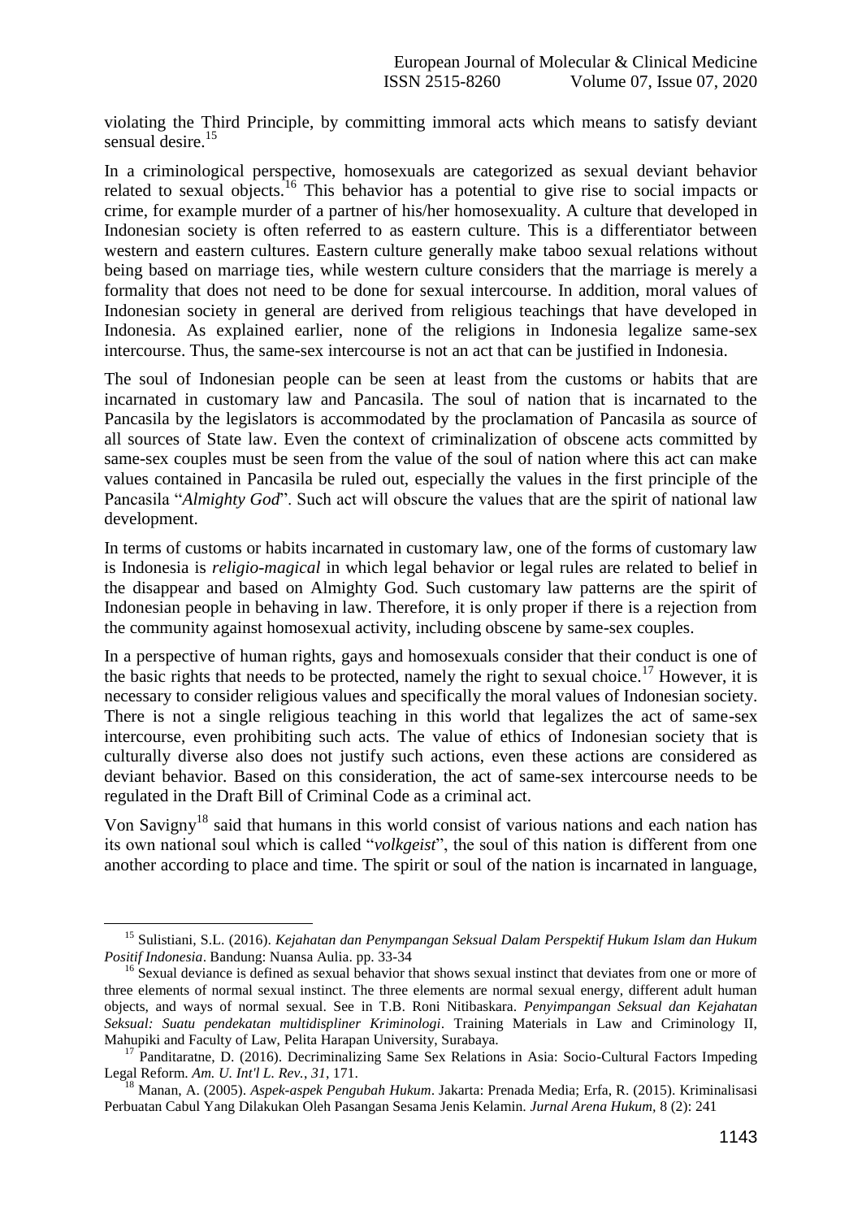violating the Third Principle, by committing immoral acts which means to satisfy deviant sensual desire.[15]

In a criminological perspective, homosexuals are categorized as sexual deviant behavior related to sexual objects.[16] This behavior has a potential to give rise to social impacts or crime, for example murder of a partner of his/her homosexuality. A culture that developed in Indonesian society is often referred to as eastern culture. This is a differentiator between western and eastern cultures. Eastern culture generally make taboo sexual relations without being based on marriage ties, while western culture considers that the marriage is merely a formality that does not need to be done for sexual intercourse. In addition, moral values of Indonesian society in general are derived from religious teachings that have developed in Indonesia. As explained earlier, none of the religions in Indonesia legalize same-sex intercourse. Thus, the same-sex intercourse is not an act that can be justified in Indonesia.

The soul of Indonesian people can be seen at least from the customs or habits that are incarnated in customary law and Pancasila. The soul of nation that is incarnated to the Pancasila by the legislators is accommodated by the proclamation of Pancasila as source of all sources of State law. Even the context of criminalization of obscene acts committed by same-sex couples must be seen from the value of the soul of nation where this act can make values contained in Pancasila be ruled out, especially the values in the first principle of the Pancasila "*Almighty God*". Such act will obscure the values that are the spirit of national law development.

In terms of customs or habits incarnated in customary law, one of the forms of customary law is Indonesia is *religio-magical* in which legal behavior or legal rules are related to belief in the disappear and based on Almighty God. Such customary law patterns are the spirit of Indonesian people in behaving in law. Therefore, it is only proper if there is a rejection from the community against homosexual activity, including obscene by same-sex couples.

In a perspective of human rights, gays and homosexuals consider that their conduct is one of the basic rights that needs to be protected, namely the right to sexual choice.[17] However, it is necessary to consider religious values and specifically the moral values of Indonesian society. There is not a single religious teaching in this world that legalizes the act of same-sex intercourse, even prohibiting such acts. The value of ethics of Indonesian society that is culturally diverse also does not justify such actions, even these actions are considered as deviant behavior. Based on this consideration, the act of same-sex intercourse needs to be regulated in the Draft Bill of Criminal Code as a criminal act.

Von Savigny[18] said that humans in this world consist of various nations and each nation has its own national soul which is called "*volkgeist*", the soul of this nation is different from one another according to place and time. The spirit or soul of the nation is incarnated in language,

---

[15] Sulistiani, S.L. (2016). *Kejahatan dan Penympangan Seksual Dalam Perspektif Hukum Islam dan Hukum Positif Indonesia*. Bandung: Nuansa Aulia. pp. 33-34

[16] Sexual deviance is defined as sexual behavior that shows sexual instinct that deviates from one or more of three elements of normal sexual instinct. The three elements are normal sexual energy, different adult human objects, and ways of normal sexual. See in T.B. Roni Nitibaskara. *Penyimpangan Seksual dan Kejahatan Seksual: Suatu pendekatan multidispliner Kriminologi*. Training Materials in Law and Criminology II, Mahupiki and Faculty of Law, Pelita Harapan University, Surabaya.

[17] Panditaratne, D. (2016). Decriminalizing Same Sex Relations in Asia: Socio-Cultural Factors Impeding Legal Reform. *Am. U. Int'l L. Rev.*, *31*, 171.

[18] Manan, A. (2005). *Aspek-aspek Pengubah Hukum*. Jakarta: Prenada Media; Erfa, R. (2015). Kriminalisasi Perbuatan Cabul Yang Dilakukan Oleh Pasangan Sesama Jenis Kelamin. *Jurnal Arena Hukum*, 8 (2): 241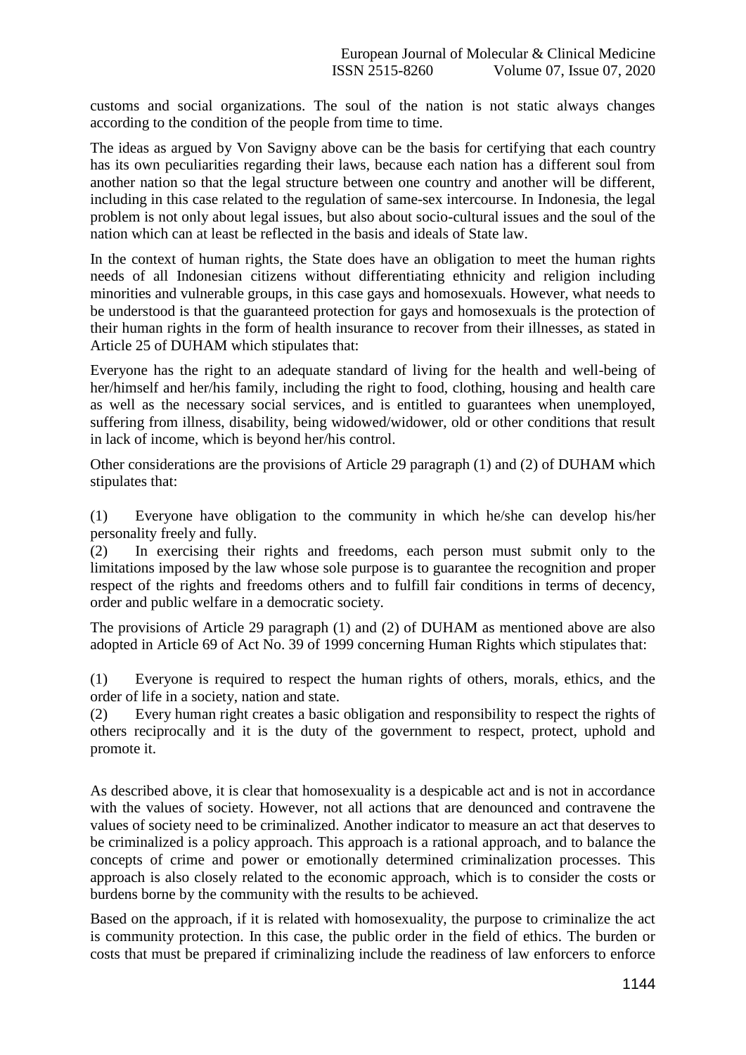customs and social organizations. The soul of the nation is not static always changes according to the condition of the people from time to time.

The ideas as argued by Von Savigny above can be the basis for certifying that each country has its own peculiarities regarding their laws, because each nation has a different soul from another nation so that the legal structure between one country and another will be different, including in this case related to the regulation of same-sex intercourse. In Indonesia, the legal problem is not only about legal issues, but also about socio-cultural issues and the soul of the nation which can at least be reflected in the basis and ideals of State law.

In the context of human rights, the State does have an obligation to meet the human rights needs of all Indonesian citizens without differentiating ethnicity and religion including minorities and vulnerable groups, in this case gays and homosexuals. However, what needs to be understood is that the guaranteed protection for gays and homosexuals is the protection of their human rights in the form of health insurance to recover from their illnesses, as stated in Article 25 of DUHAM which stipulates that:

Everyone has the right to an adequate standard of living for the health and well-being of her/himself and her/his family, including the right to food, clothing, housing and health care as well as the necessary social services, and is entitled to guarantees when unemployed, suffering from illness, disability, being widowed/widower, old or other conditions that result in lack of income, which is beyond her/his control.

Other considerations are the provisions of Article 29 paragraph (1) and (2) of DUHAM which stipulates that:

(1) Everyone have obligation to the community in which he/she can develop his/her personality freely and fully.
(2) In exercising their rights and freedoms, each person must submit only to the limitations imposed by the law whose sole purpose is to guarantee the recognition and proper respect of the rights and freedoms others and to fulfill fair conditions in terms of decency, order and public welfare in a democratic society.

The provisions of Article 29 paragraph (1) and (2) of DUHAM as mentioned above are also adopted in Article 69 of Act No. 39 of 1999 concerning Human Rights which stipulates that:

(1) Everyone is required to respect the human rights of others, morals, ethics, and the order of life in a society, nation and state.
(2) Every human right creates a basic obligation and responsibility to respect the rights of others reciprocally and it is the duty of the government to respect, protect, uphold and promote it.

As described above, it is clear that homosexuality is a despicable act and is not in accordance with the values of society. However, not all actions that are denounced and contravene the values of society need to be criminalized. Another indicator to measure an act that deserves to be criminalized is a policy approach. This approach is a rational approach, and to balance the concepts of crime and power or emotionally determined criminalization processes. This approach is also closely related to the economic approach, which is to consider the costs or burdens borne by the community with the results to be achieved.

Based on the approach, if it is related with homosexuality, the purpose to criminalize the act is community protection. In this case, the public order in the field of ethics. The burden or costs that must be prepared if criminalizing include the readiness of law enforcers to enforce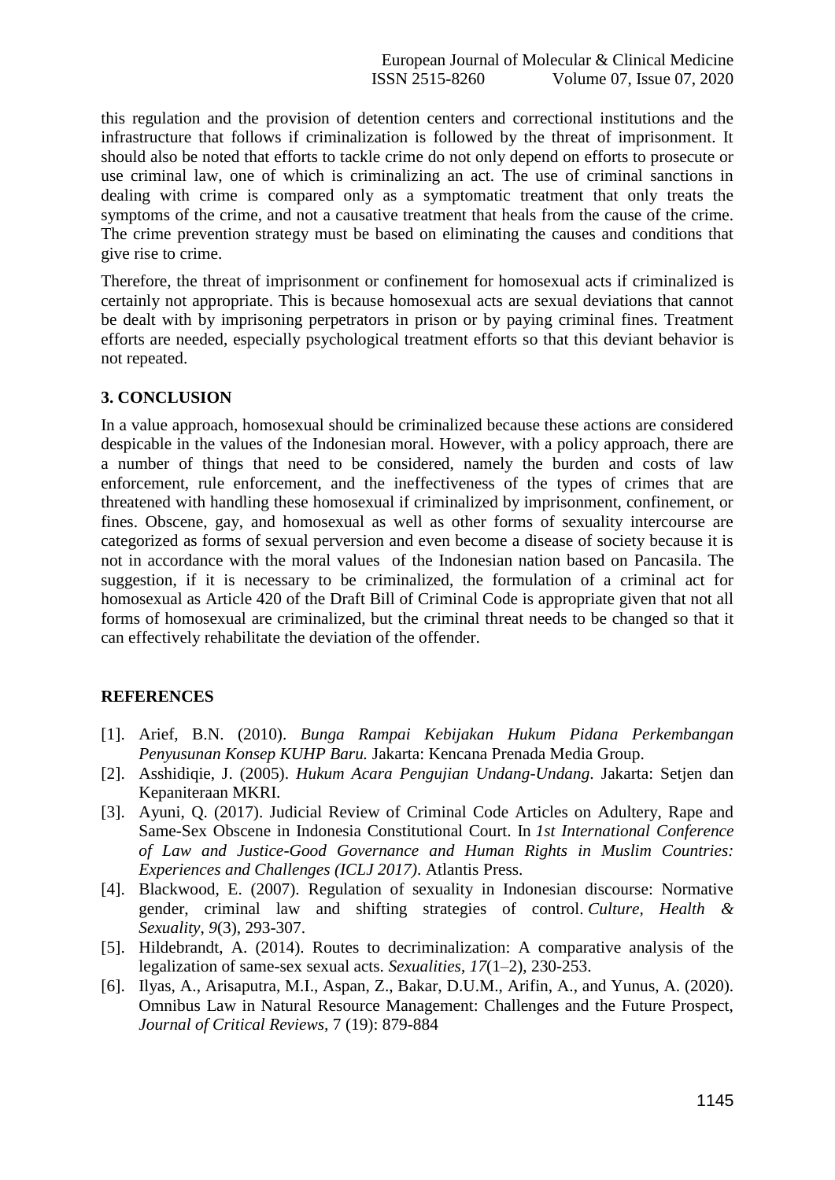this regulation and the provision of detention centers and correctional institutions and the infrastructure that follows if criminalization is followed by the threat of imprisonment. It should also be noted that efforts to tackle crime do not only depend on efforts to prosecute or use criminal law, one of which is criminalizing an act. The use of criminal sanctions in dealing with crime is compared only as a symptomatic treatment that only treats the symptoms of the crime, and not a causative treatment that heals from the cause of the crime. The crime prevention strategy must be based on eliminating the causes and conditions that give rise to crime.

Therefore, the threat of imprisonment or confinement for homosexual acts if criminalized is certainly not appropriate. This is because homosexual acts are sexual deviations that cannot be dealt with by imprisoning perpetrators in prison or by paying criminal fines. Treatment efforts are needed, especially psychological treatment efforts so that this deviant behavior is not repeated.

## 3. CONCLUSION

In a value approach, homosexual should be criminalized because these actions are considered despicable in the values of the Indonesian moral. However, with a policy approach, there are a number of things that need to be considered, namely the burden and costs of law enforcement, rule enforcement, and the ineffectiveness of the types of crimes that are threatened with handling these homosexual if criminalized by imprisonment, confinement, or fines. Obscene, gay, and homosexual as well as other forms of sexuality intercourse are categorized as forms of sexual perversion and even become a disease of society because it is not in accordance with the moral values of the Indonesian nation based on Pancasila. The suggestion, if it is necessary to be criminalized, the formulation of a criminal act for homosexual as Article 420 of the Draft Bill of Criminal Code is appropriate given that not all forms of homosexual are criminalized, but the criminal threat needs to be changed so that it can effectively rehabilitate the deviation of the offender.

## REFERENCES

[1]. Arief, B.N. (2010). *Bunga Rampai Kebijakan Hukum Pidana Perkembangan Penyusunan Konsep KUHP Baru.* Jakarta: Kencana Prenada Media Group.

[2]. Asshidiqie, J. (2005). *Hukum Acara Pengujian Undang-Undang*. Jakarta: Setjen dan Kepaniteraan MKRI.

[3]. Ayuni, Q. (2017). Judicial Review of Criminal Code Articles on Adultery, Rape and Same-Sex Obscene in Indonesia Constitutional Court. In *1st International Conference of Law and Justice-Good Governance and Human Rights in Muslim Countries: Experiences and Challenges (ICLJ 2017)*. Atlantis Press.

[4]. Blackwood, E. (2007). Regulation of sexuality in Indonesian discourse: Normative gender, criminal law and shifting strategies of control. *Culture, Health & Sexuality*, *9*(3), 293-307.

[5]. Hildebrandt, A. (2014). Routes to decriminalization: A comparative analysis of the legalization of same-sex sexual acts. *Sexualities*, *17*(1–2), 230-253.

[6]. Ilyas, A., Arisaputra, M.I., Aspan, Z., Bakar, D.U.M., Arifin, A., and Yunus, A. (2020). Omnibus Law in Natural Resource Management: Challenges and the Future Prospect, *Journal of Critical Reviews,* 7 (19): 879-884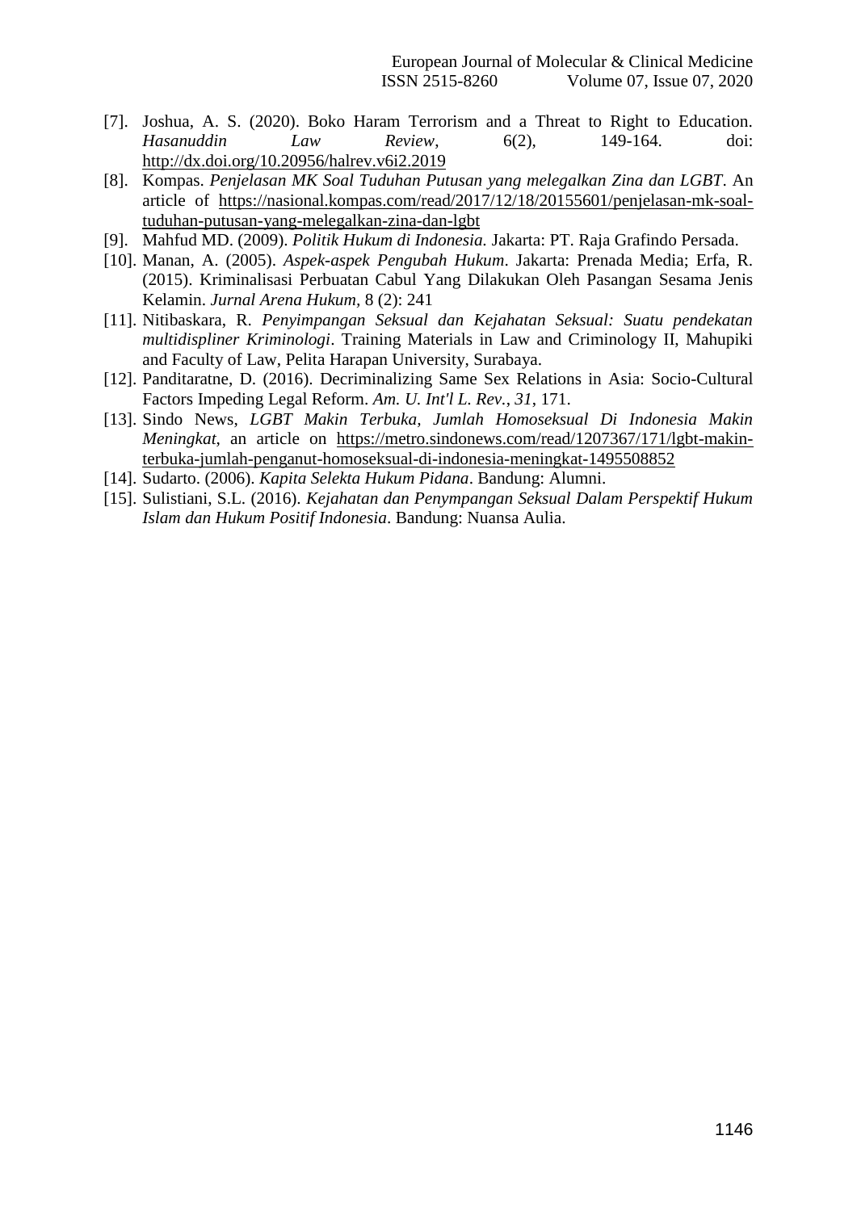[7]. Joshua, A. S. (2020). Boko Haram Terrorism and a Threat to Right to Education. *Hasanuddin Law Review*, 6(2), 149-164. doi: http://dx.doi.org/10.20956/halrev.v6i2.2019

[8]. Kompas. *Penjelasan MK Soal Tuduhan Putusan yang melegalkan Zina dan LGBT*. An article of https://nasional.kompas.com/read/2017/12/18/20155601/penjelasan-mk-soal-tuduhan-putusan-yang-melegalkan-zina-dan-lgbt

[9]. Mahfud MD. (2009). *Politik Hukum di Indonesia.* Jakarta: PT. Raja Grafindo Persada.

[10]. Manan, A. (2005). *Aspek-aspek Pengubah Hukum*. Jakarta: Prenada Media; Erfa, R. (2015). Kriminalisasi Perbuatan Cabul Yang Dilakukan Oleh Pasangan Sesama Jenis Kelamin. *Jurnal Arena Hukum,* 8 (2): 241

[11]. Nitibaskara, R. *Penyimpangan Seksual dan Kejahatan Seksual: Suatu pendekatan multidispliner Kriminologi*. Training Materials in Law and Criminology II, Mahupiki and Faculty of Law, Pelita Harapan University, Surabaya.

[12]. Panditaratne, D. (2016). Decriminalizing Same Sex Relations in Asia: Socio-Cultural Factors Impeding Legal Reform. *Am. U. Int'l L. Rev.*, *31*, 171.

[13]. Sindo News, *LGBT Makin Terbuka, Jumlah Homoseksual Di Indonesia Makin Meningkat*, an article on https://metro.sindonews.com/read/1207367/171/lgbt-makin-terbuka-jumlah-penganut-homoseksual-di-indonesia-meningkat-1495508852

[14]. Sudarto. (2006). *Kapita Selekta Hukum Pidana*. Bandung: Alumni.

[15]. Sulistiani, S.L. (2016). *Kejahatan dan Penympangan Seksual Dalam Perspektif Hukum Islam dan Hukum Positif Indonesia*. Bandung: Nuansa Aulia.